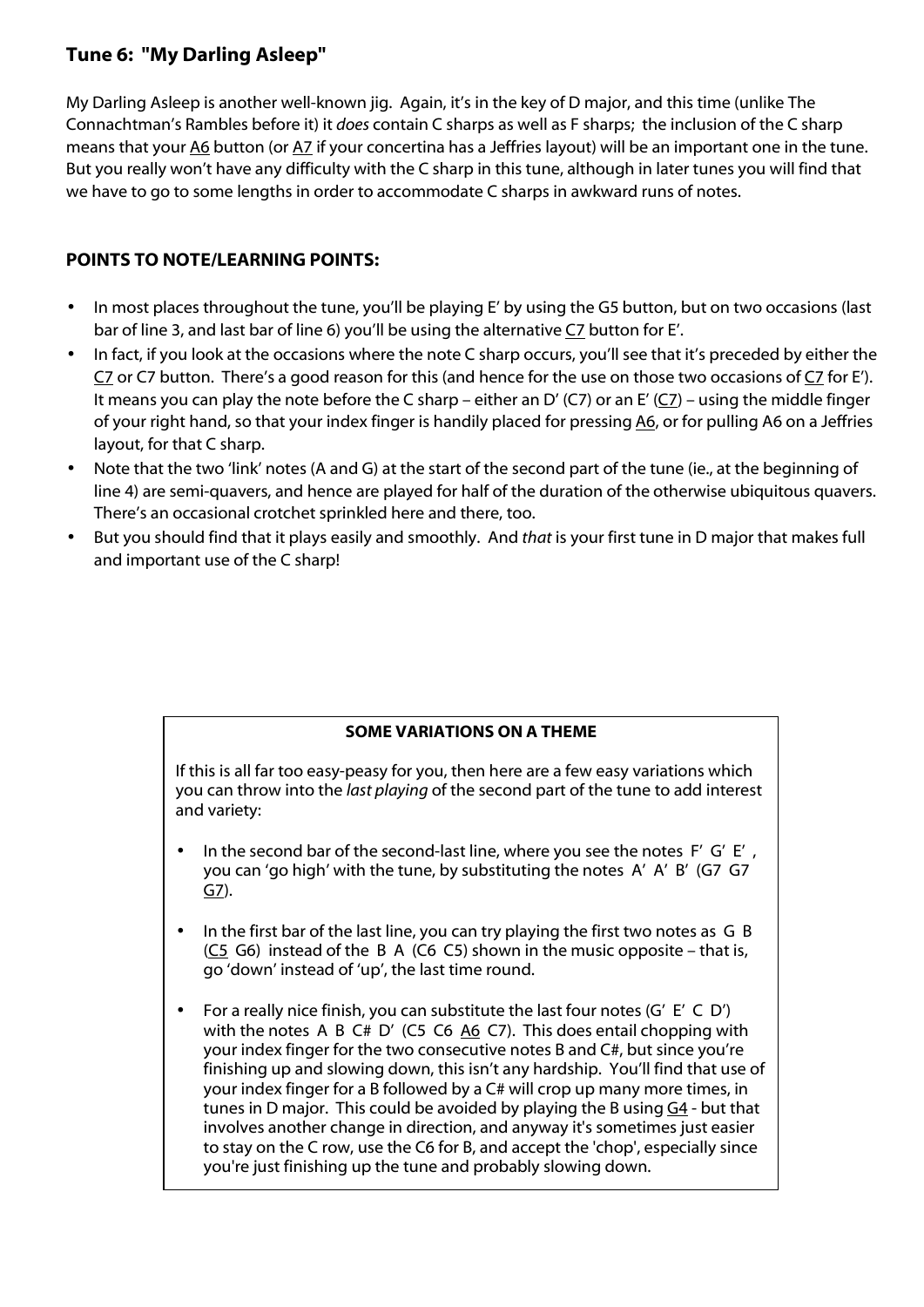## Tune 6: "My Darling Asleep"

My Darling Asleep is another well-known jig. Again, it's in the key of D major, and this time (unlike The Connachtman's Rambles before it) it *does* contain C sharps as well as F sharps; the inclusion of the C sharp means that your <u>A6</u> button (or <u>A7</u> if your concertina has a Jeffries layout) will be an important one in the tune. But you really won't have any difficulty with the C sharp in this tune, although in later tunes you will find that we have to go to some lengths in order to accommodate C sharps in awkward runs of notes.

### POINTS TO NOTE/LEARNING POINTS:

- In most places throughout the tune, you'll be playing E' by using the G5 button, but on two occasions (last bar of line 3, and last bar of line 6) you'll be using the alternative <u>C7</u> button for E'.
- In fact, if you look at the occasions where the note C sharp occurs, you'll see that it's preceded by either the <u>C7</u> or C7 button. There's a good reason for this (and hence for the use on those two occasions of <u>C7</u> for E'). It means you can play the note before the C sharp – either an D' (C7) or an E' (<u>C7</u>) – using the middle finger of your right hand, so that your index finger is handily placed for pressing <u>A6</u>, or for pulling A6 on a Jeffries layout, for that C sharp.
- Note that the two 'link' notes (A and G) at the start of the second part of the tune (ie., at the beginning of line 4) are semi-quavers, and hence are played for half of the duration of the otherwise ubiquitous quavers. There's an occasional crotchet sprinkled here and there, too.
- But you should find that it plays easily and smoothly. And *that* is your first tune in D major that makes full and important use of the C sharp!

---

**SOME VARIATIONS ON A THEME**

If this is all far too easy-peasy for you, then here are a few easy variations which you can throw into the *last playing* of the second part of the tune to add interest and variety:

- In the second bar of the second-last line, where you see the notes F' G' E', you can 'go high' with the tune, by substituting the notes A' A' B' (G7 G7 <u>G7</u>).
- In the first bar of the last line, you can try playing the first two notes as G B (<u>C5</u> G6) instead of the B A (C6 C5) shown in the music opposite – that is, go 'down' instead of 'up', the last time round.
- For a really nice finish, you can substitute the last four notes (G' E' C D') with the notes A B C# D' (C5 C6 <u>A6</u> C7). This does entail chopping with your index finger for the two consecutive notes B and C#, but since you're finishing up and slowing down, this isn't any hardship. You'll find that use of your index finger for a B followed by a C# will crop up many more times, in tunes in D major. This could be avoided by playing the B using <u>G4</u> - but that involves another change in direction, and anyway it's sometimes just easier to stay on the C row, use the C6 for B, and accept the 'chop', especially since you're just finishing up the tune and probably slowing down.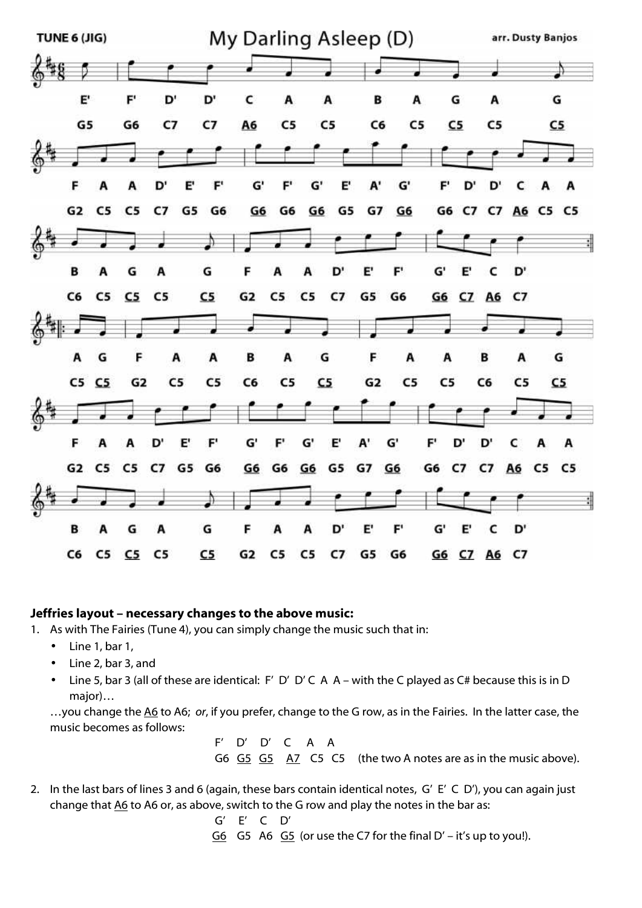**TUNE 6 (JIG)**

# My Darling Asleep (D)

arr. Dusty Banjos

E' F' D' D' C A A B A G A G
G5 G6 C7 C7 <u>A6</u> C5 C5 C6 C5 <u>C5</u> C5 <u>C5</u>

F A A D' E' F' G' F' G' E' A' G' F' D' D' C A A
G2 C5 C5 C7 G5 G6 <u>G6</u> G6 <u>G6</u> G5 G7 <u>G6</u> G6 C7 C7 <u>A6</u> C5 C5

B A G A G F A A D' E' F' G' E' C D'
C6 C5 <u>C5</u> C5 <u>C5</u> G2 C5 C5 C7 G5 G6 <u>G6</u> <u>C7</u> <u>A6</u> C7

A G F A A B A G F A A B A G
C5 <u>C5</u> G2 C5 C5 C6 C5 <u>C5</u> G2 C5 C5 C6 C5 <u>C5</u>

F A A D' E' F' G' F' G' E' A' G' F' D' D' C A A
G2 C5 C5 C7 G5 G6 <u>G6</u> G6 <u>G6</u> G5 G7 <u>G6</u> G6 C7 C7 <u>A6</u> C5 C5

B A G A G F A A D' E' F' G' E' C D'
C6 C5 <u>C5</u> C5 <u>C5</u> G2 C5 C5 C7 G5 G6 <u>G6</u> <u>C7</u> <u>A6</u> C7

**Jeffries layout – necessary changes to the above music:**

1. As with The Fairies (Tune 4), you can simply change the music such that in:
   - Line 1, bar 1,
   - Line 2, bar 3, and
   - Line 5, bar 3 (all of these are identical: F' D' D' C A A – with the C played as C# because this is in D major)…

   …you change the <u>A6</u> to A6; *or*, if you prefer, change to the G row, as in the Fairies. In the latter case, the music becomes as follows:

   F' D' D' C A A
   G6 <u>G5</u> <u>G5</u> <u>A7</u> C5 C5 (the two A notes are as in the music above).

2. In the last bars of lines 3 and 6 (again, these bars contain identical notes, G' E' C D'), you can again just change that <u>A6</u> to A6 or, as above, switch to the G row and play the notes in the bar as:

   G' E' C D'
   <u>G6</u> G5 A6 <u>G5</u> (or use the C7 for the final D' – it's up to you!).